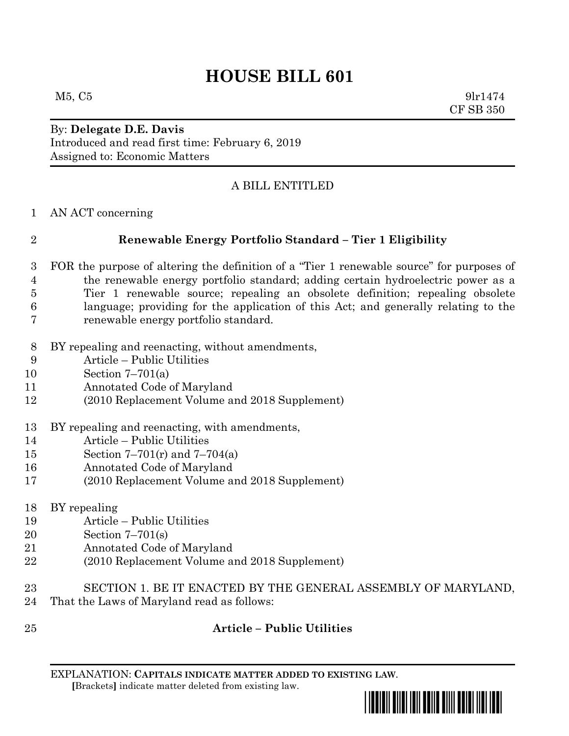# HOUSE BILL 601

M5, C5 9lr1474
CF SB 350

By: **Delegate D.E. Davis**
Introduced and read first time: February 6, 2019
Assigned to: Economic Matters

A BILL ENTITLED

AN ACT concerning

**Renewable Energy Portfolio Standard – Tier 1 Eligibility**

FOR the purpose of altering the definition of a "Tier 1 renewable source" for purposes of the renewable energy portfolio standard; adding certain hydroelectric power as a Tier 1 renewable source; repealing an obsolete definition; repealing obsolete language; providing for the application of this Act; and generally relating to the renewable energy portfolio standard.

BY repealing and reenacting, without amendments,
Article – Public Utilities
Section 7–701(a)
Annotated Code of Maryland
(2010 Replacement Volume and 2018 Supplement)

BY repealing and reenacting, with amendments,
Article – Public Utilities
Section 7–701(r) and 7–704(a)
Annotated Code of Maryland
(2010 Replacement Volume and 2018 Supplement)

BY repealing
Article – Public Utilities
Section 7–701(s)
Annotated Code of Maryland
(2010 Replacement Volume and 2018 Supplement)

SECTION 1. BE IT ENACTED BY THE GENERAL ASSEMBLY OF MARYLAND, That the Laws of Maryland read as follows:

**Article – Public Utilities**

EXPLANATION: **CAPITALS INDICATE MATTER ADDED TO EXISTING LAW.**
**[**Brackets**]** indicate matter deleted from existing law.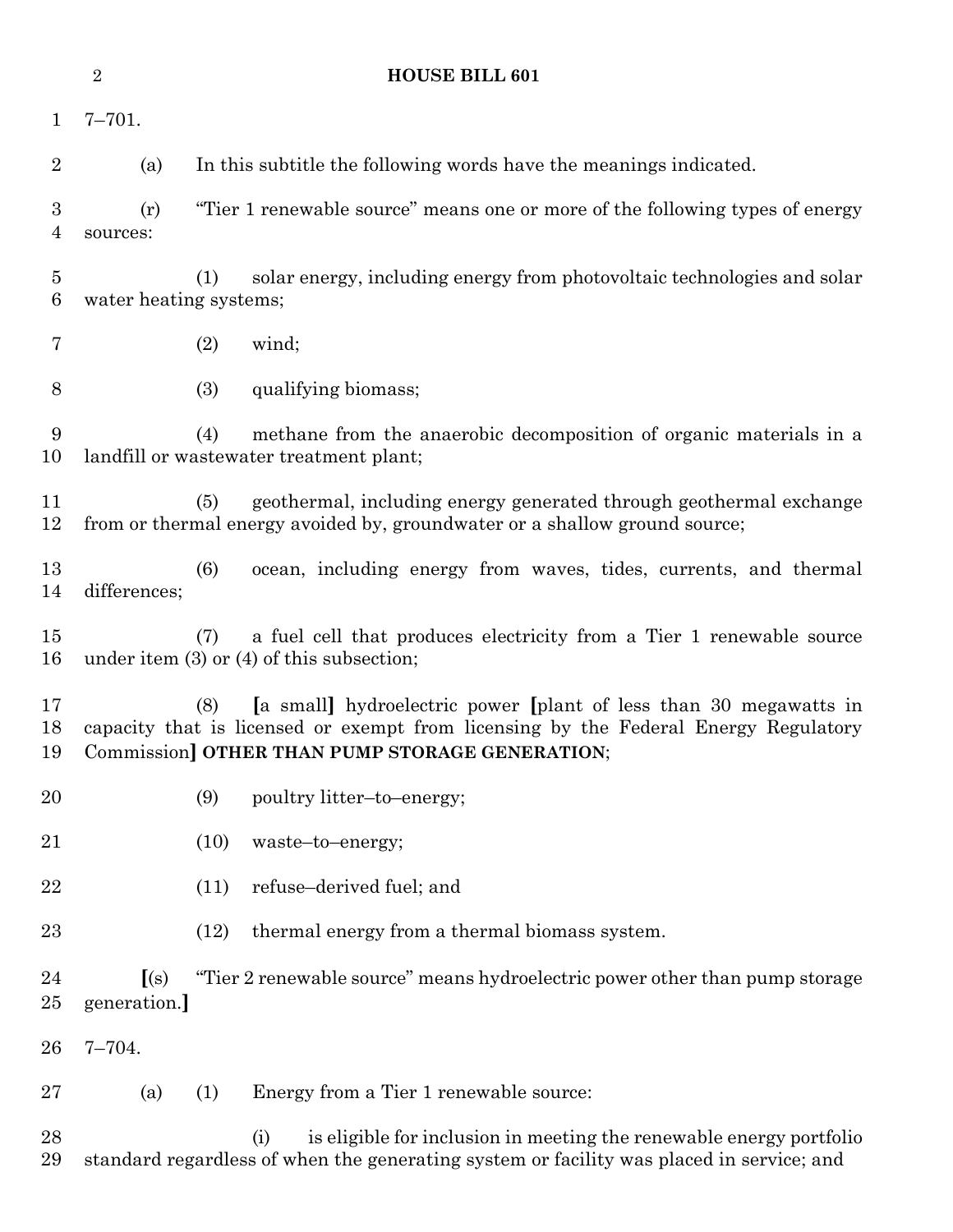7–701.

(a) In this subtitle the following words have the meanings indicated.

(r) "Tier 1 renewable source" means one or more of the following types of energy sources:

(1) solar energy, including energy from photovoltaic technologies and solar water heating systems;

(2) wind;

(3) qualifying biomass;

(4) methane from the anaerobic decomposition of organic materials in a landfill or wastewater treatment plant;

(5) geothermal, including energy generated through geothermal exchange from or thermal energy avoided by, groundwater or a shallow ground source;

(6) ocean, including energy from waves, tides, currents, and thermal differences;

(7) a fuel cell that produces electricity from a Tier 1 renewable source under item (3) or (4) of this subsection;

(8) **[**a small**]** hydroelectric power **[**plant of less than 30 megawatts in capacity that is licensed or exempt from licensing by the Federal Energy Regulatory Commission**]** **OTHER THAN PUMP STORAGE GENERATION**;

(9) poultry litter–to–energy;

(10) waste–to–energy;

(11) refuse–derived fuel; and

(12) thermal energy from a thermal biomass system.

**[**(s) "Tier 2 renewable source" means hydroelectric power other than pump storage generation.**]**

7–704.

(a) (1) Energy from a Tier 1 renewable source:

(i) is eligible for inclusion in meeting the renewable energy portfolio standard regardless of when the generating system or facility was placed in service; and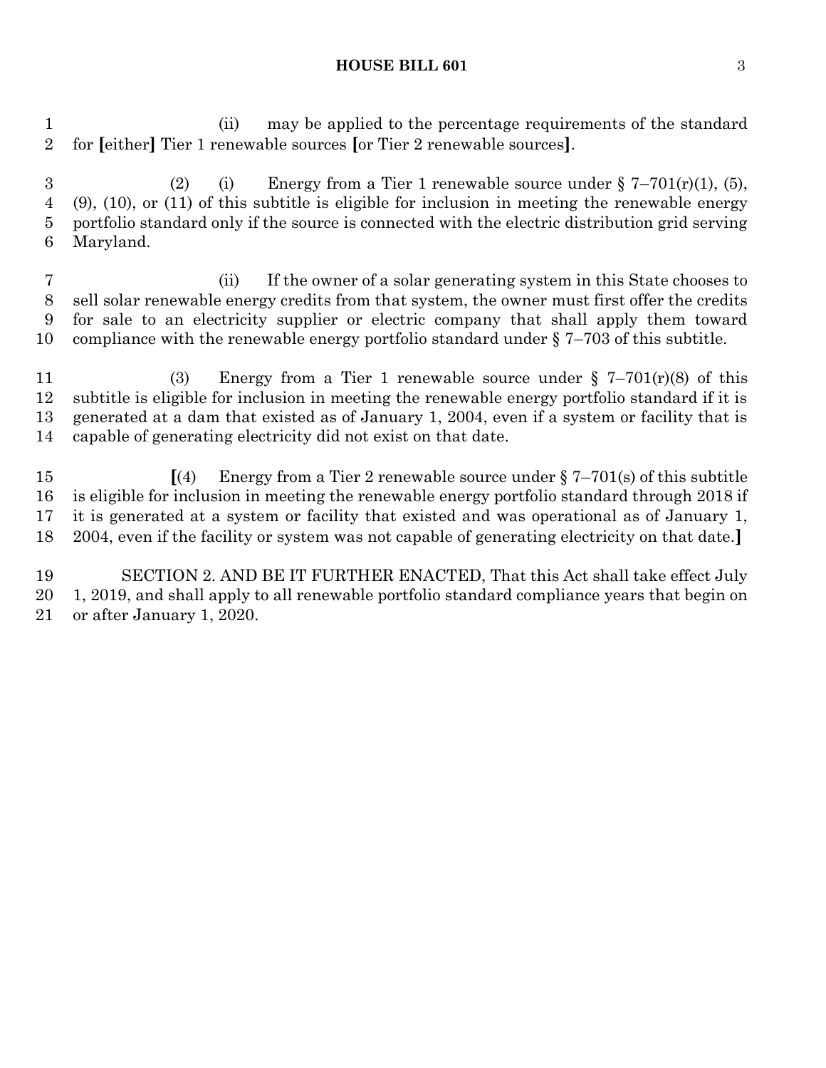(ii) may be applied to the percentage requirements of the standard for [either] Tier 1 renewable sources [or Tier 2 renewable sources].

(2) (i) Energy from a Tier 1 renewable source under § 7–701(r)(1), (5), (9), (10), or (11) of this subtitle is eligible for inclusion in meeting the renewable energy portfolio standard only if the source is connected with the electric distribution grid serving Maryland.

(ii) If the owner of a solar generating system in this State chooses to sell solar renewable energy credits from that system, the owner must first offer the credits for sale to an electricity supplier or electric company that shall apply them toward compliance with the renewable energy portfolio standard under § 7–703 of this subtitle.

(3) Energy from a Tier 1 renewable source under § 7–701(r)(8) of this subtitle is eligible for inclusion in meeting the renewable energy portfolio standard if it is generated at a dam that existed as of January 1, 2004, even if a system or facility that is capable of generating electricity did not exist on that date.

[(4) Energy from a Tier 2 renewable source under § 7–701(s) of this subtitle is eligible for inclusion in meeting the renewable energy portfolio standard through 2018 if it is generated at a system or facility that existed and was operational as of January 1, 2004, even if the facility or system was not capable of generating electricity on that date.]

SECTION 2. AND BE IT FURTHER ENACTED, That this Act shall take effect July 1, 2019, and shall apply to all renewable portfolio standard compliance years that begin on or after January 1, 2020.